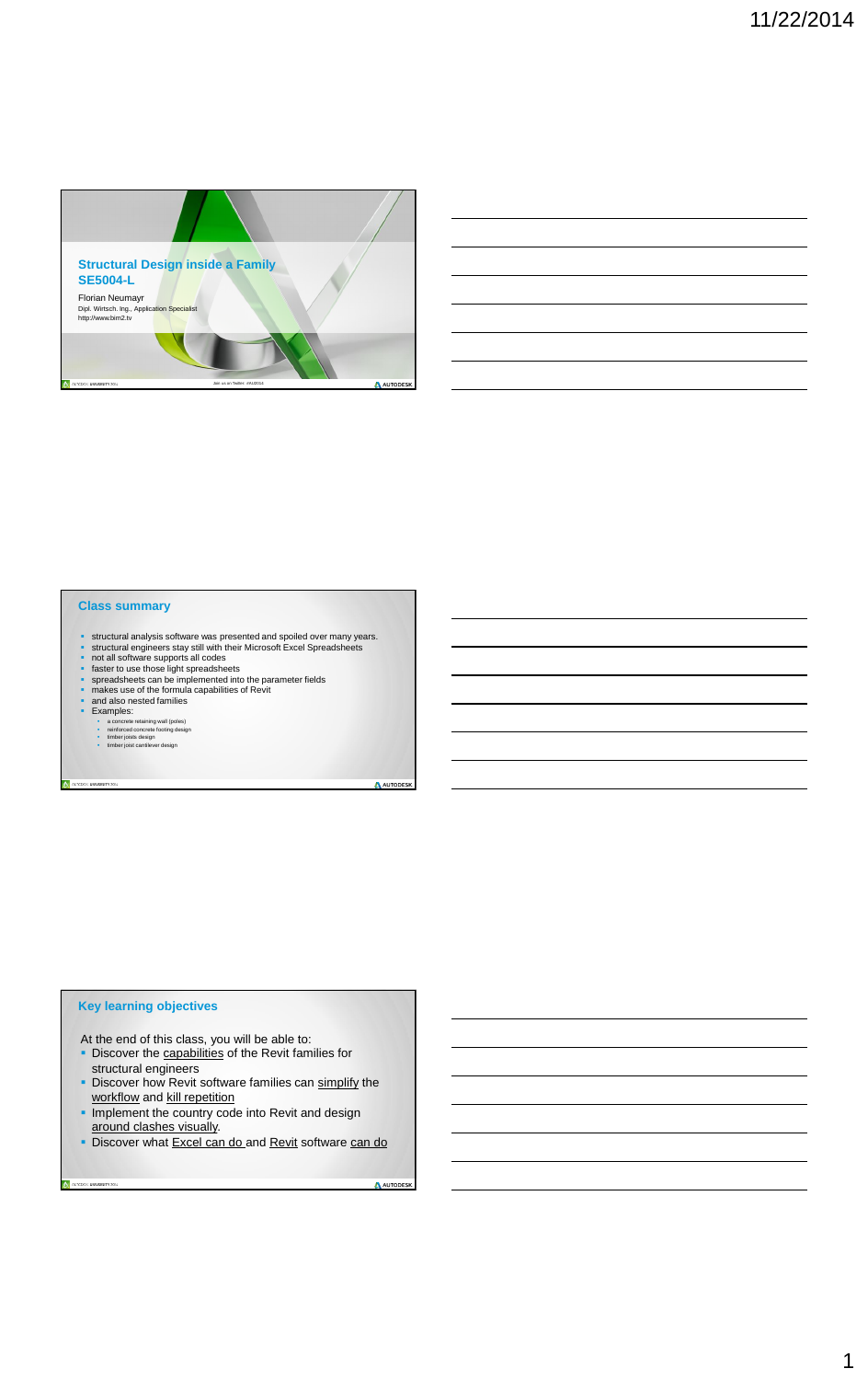## Structural Design inside a Family
## SE5004-L

Florian Neumayr
Dipl. Wirtsch. Ing., Application Specialist
http://www.bim2.tv

Join us on Twitter: #AU2014

## Class summary

- structural analysis software was presented and spoiled over many years.
- structural engineers stay still with their Microsoft Excel Spreadsheets
- not all software supports all codes
- faster to use those light spreadsheets
- spreadsheets can be implemented into the parameter fields
- makes use of the formula capabilities of Revit
- and also nested families
- Examples:
  - a concrete retaining wall (poles)
  - reinforced concrete footing design
  - timber joists design
  - timber joist cantilever design

## Key learning objectives

At the end of this class, you will be able to:

- Discover the capabilities of the Revit families for structural engineers
- Discover how Revit software families can simplify the workflow and kill repetition
- Implement the country code into Revit and design around clashes visually.
- Discover what Excel can do and Revit software can do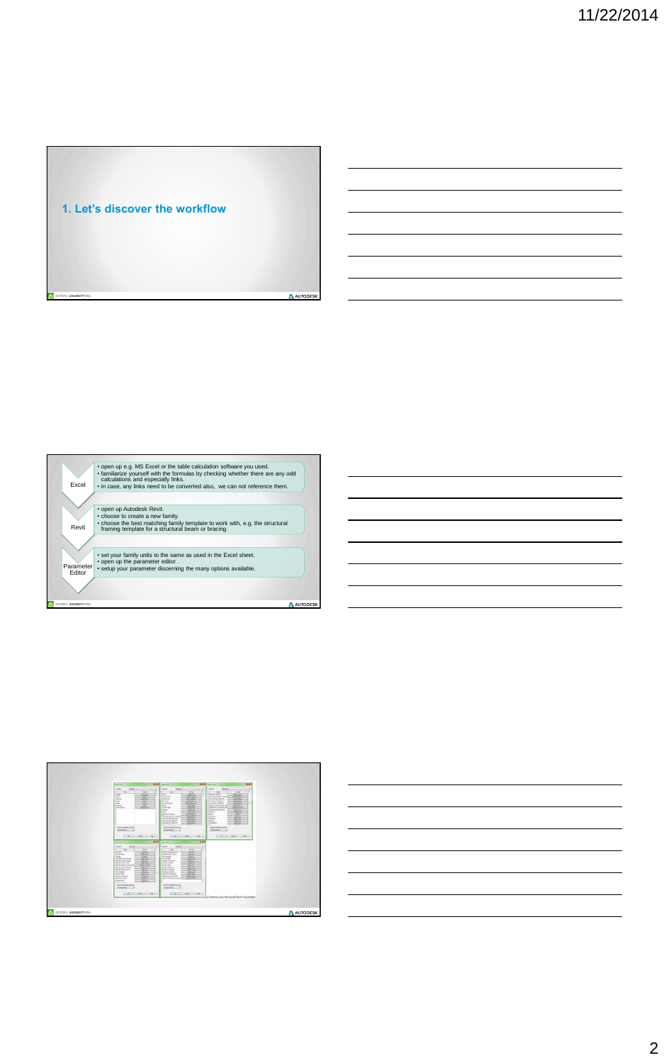## 1. Let's discover the workflow

**Excel**

- open up e.g. MS Excel or the table calculation software you used.
- familiarize yourself with the formulas by checking whether there are any odd calculations and especially links.
- in case, any links need to be converted also, we can not reference them.

**Revit**

- open up Autodesk Revit.
- choose to create a new family.
- choose the best matching family template to work with, e.g. the structural framing template for a structural beam or bracing.

**Parameter Editor**

- set your family units to the same as used in the Excel sheet.
- open up the parameter editor .
- setup your parameter discerning the many options available.

*Common and Structural Revit Parameters*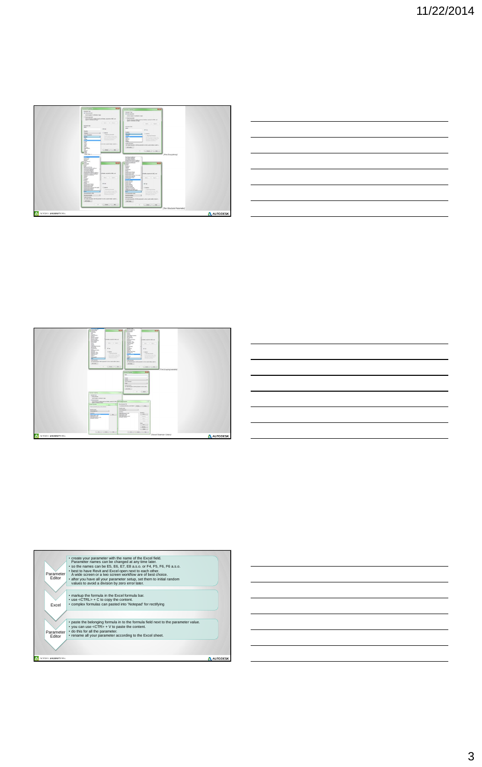(The Groupbrary)

(The Structural Parameter)

(The Grouping available)

(Shared Parameter Options)

**Parameter Editor**

- create your parameter with the name of the Excel field. Parameter names can be changed at any time later.
- so the names can be E5, E6, E7, E8 a.s.o. or F4, F5, F6, F6 a.s.o.
- best to have Revit and Excel open next to each other. A wide screen or a two screen workflow are of best choice.
- after you have all your parameter setup, set them to initial random values to avoid a division by zero error later.

**Excel**

- markup the formula in the Excel formula bar.
- use <CTRL> + C to copy the content.
- complex formulas can pasted into 'Notepad' for rectifying

**Parameter Editor**

- paste the belonging formula in to the formula field next to the parameter value.
- you can use <CTR> + V to paste the content.
- do this for all the parameter.
- rename all your parameter according to the Excel sheet.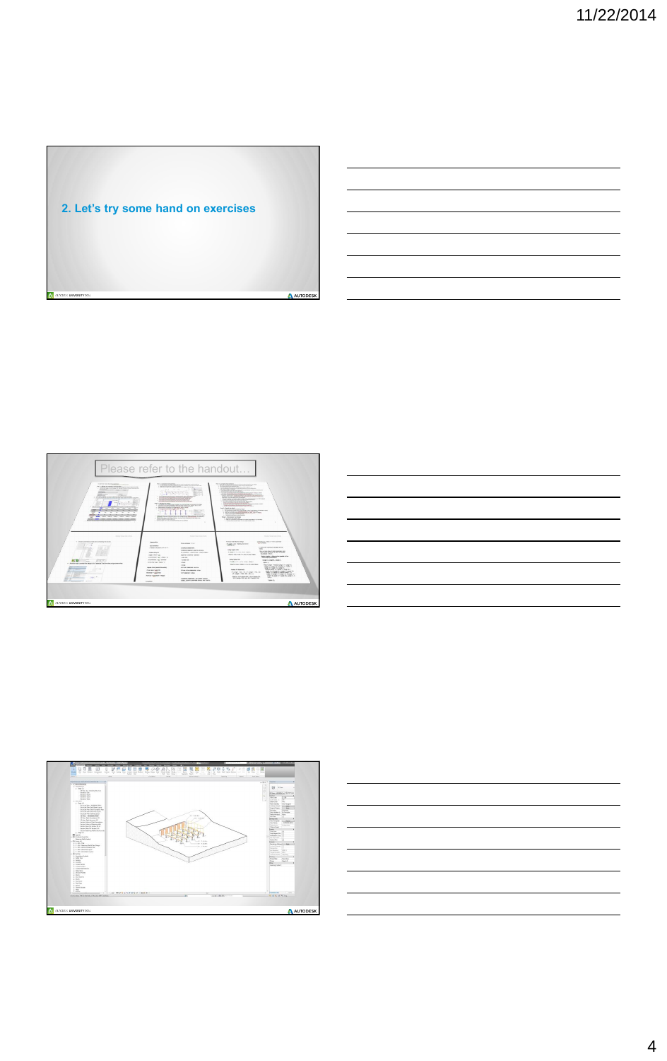2. Let's try some hand on exercises

Please refer to the handout…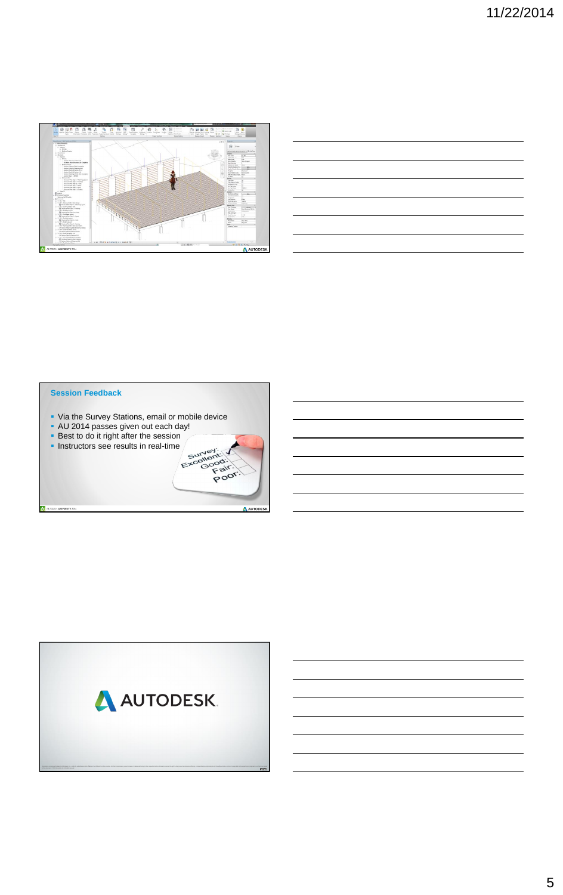## Session Feedback

- Via the Survey Stations, email or mobile device
- AU 2014 passes given out each day!
- Best to do it right after the session
- Instructors see results in real-time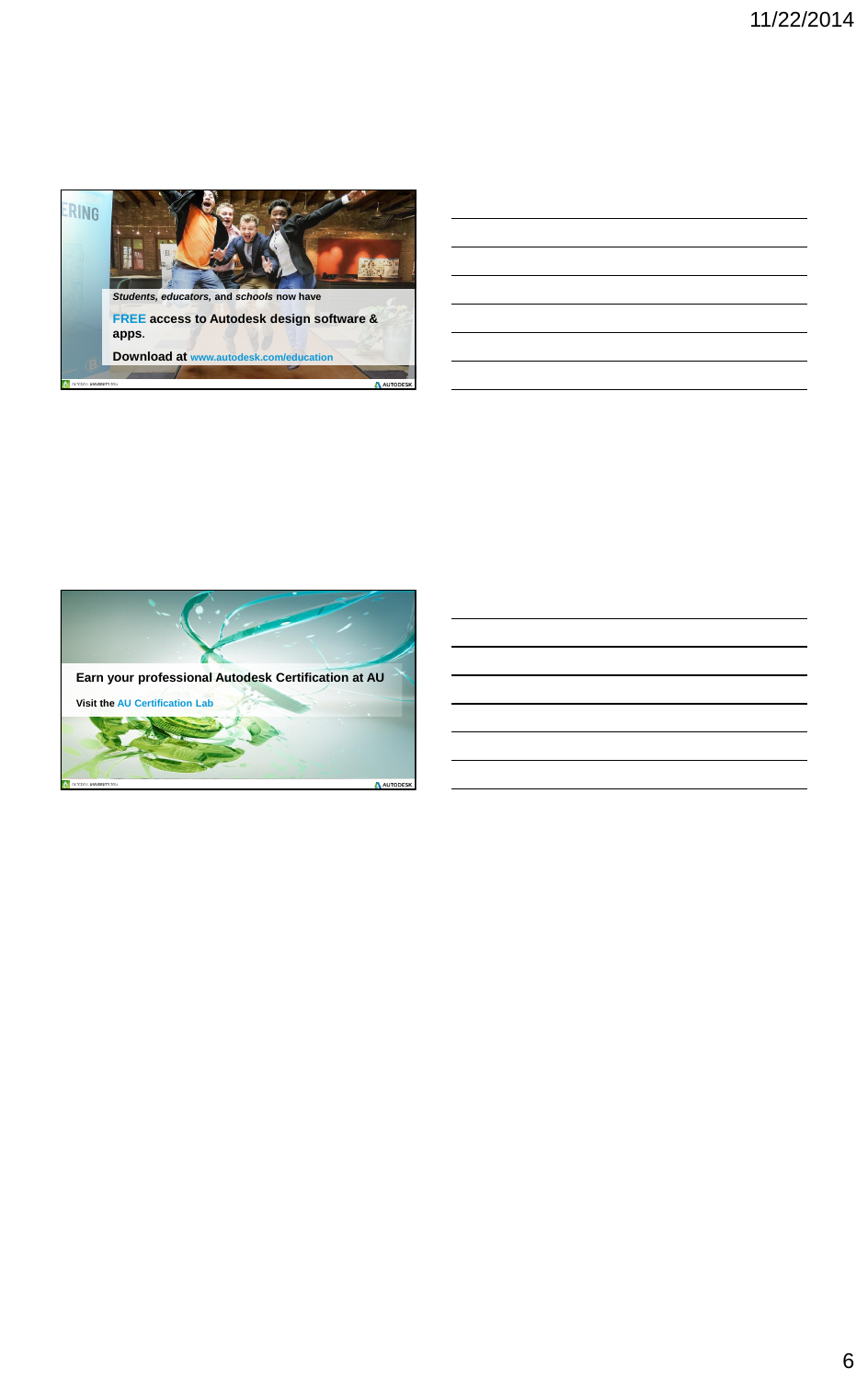*Students, educators,* and *schools* now have

FREE access to Autodesk design software & apps.

Download at www.autodesk.com/education

Earn your professional Autodesk Certification at AU

Visit the AU Certification Lab